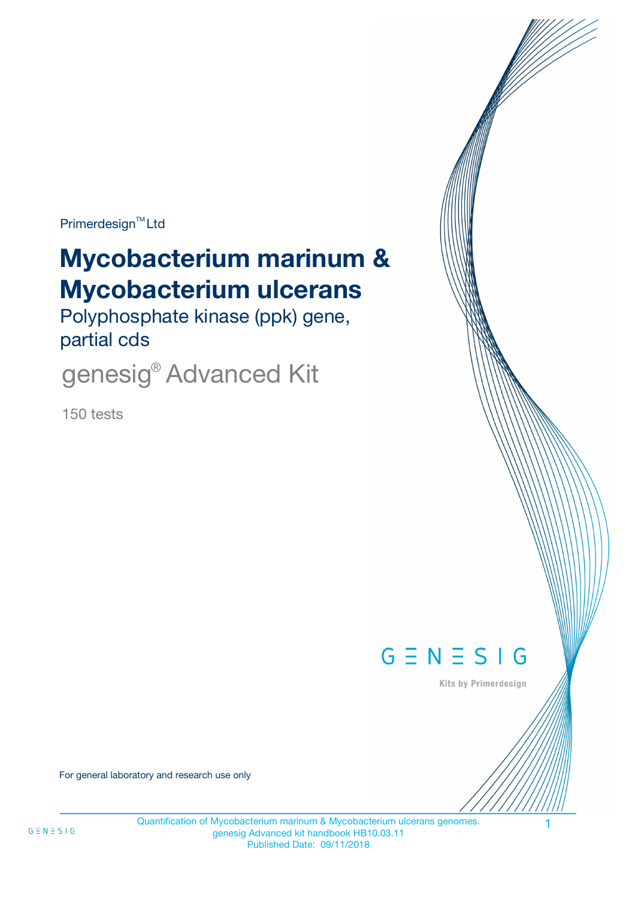Primerdesign™ Ltd

# Mycobacterium marinum & Mycobacterium ulcerans

## Polyphosphate kinase (ppk) gene, partial cds

## genesig® Advanced Kit

150 tests

GENESIG

Kits by Primerdesign

For general laboratory and research use only

Quantification of Mycobacterium marinum & Mycobacterium ulcerans genomes.
genesig Advanced kit handbook HB10.03.11
Published Date: 09/11/2018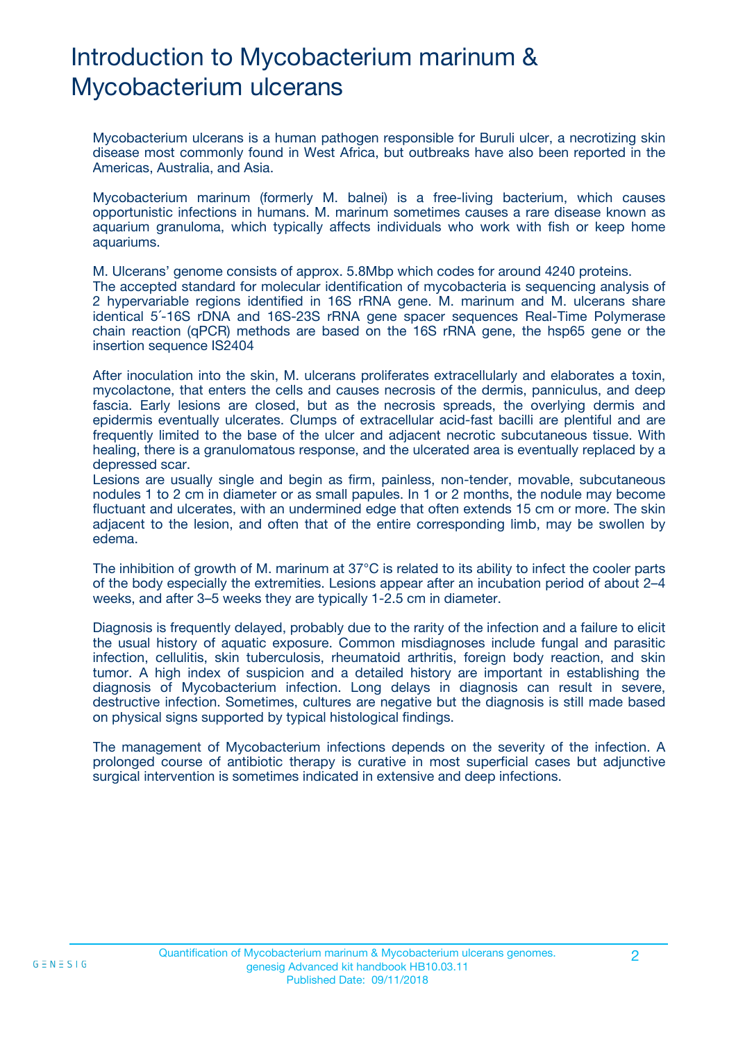# Introduction to Mycobacterium marinum & Mycobacterium ulcerans

Mycobacterium ulcerans is a human pathogen responsible for Buruli ulcer, a necrotizing skin disease most commonly found in West Africa, but outbreaks have also been reported in the Americas, Australia, and Asia.

Mycobacterium marinum (formerly M. balnei) is a free-living bacterium, which causes opportunistic infections in humans. M. marinum sometimes causes a rare disease known as aquarium granuloma, which typically affects individuals who work with fish or keep home aquariums.

M. Ulcerans' genome consists of approx. 5.8Mbp which codes for around 4240 proteins.
The accepted standard for molecular identification of mycobacteria is sequencing analysis of 2 hypervariable regions identified in 16S rRNA gene. M. marinum and M. ulcerans share identical 5´-16S rDNA and 16S-23S rRNA gene spacer sequences Real-Time Polymerase chain reaction (qPCR) methods are based on the 16S rRNA gene, the hsp65 gene or the insertion sequence IS2404

After inoculation into the skin, M. ulcerans proliferates extracellularly and elaborates a toxin, mycolactone, that enters the cells and causes necrosis of the dermis, panniculus, and deep fascia. Early lesions are closed, but as the necrosis spreads, the overlying dermis and epidermis eventually ulcerates. Clumps of extracellular acid-fast bacilli are plentiful and are frequently limited to the base of the ulcer and adjacent necrotic subcutaneous tissue. With healing, there is a granulomatous response, and the ulcerated area is eventually replaced by a depressed scar.
Lesions are usually single and begin as firm, painless, non-tender, movable, subcutaneous nodules 1 to 2 cm in diameter or as small papules. In 1 or 2 months, the nodule may become fluctuant and ulcerates, with an undermined edge that often extends 15 cm or more. The skin adjacent to the lesion, and often that of the entire corresponding limb, may be swollen by edema.

The inhibition of growth of M. marinum at 37°C is related to its ability to infect the cooler parts of the body especially the extremities. Lesions appear after an incubation period of about 2–4 weeks, and after 3–5 weeks they are typically 1-2.5 cm in diameter.

Diagnosis is frequently delayed, probably due to the rarity of the infection and a failure to elicit the usual history of aquatic exposure. Common misdiagnoses include fungal and parasitic infection, cellulitis, skin tuberculosis, rheumatoid arthritis, foreign body reaction, and skin tumor. A high index of suspicion and a detailed history are important in establishing the diagnosis of Mycobacterium infection. Long delays in diagnosis can result in severe, destructive infection. Sometimes, cultures are negative but the diagnosis is still made based on physical signs supported by typical histological findings.

The management of Mycobacterium infections depends on the severity of the infection. A prolonged course of antibiotic therapy is curative in most superficial cases but adjunctive surgical intervention is sometimes indicated in extensive and deep infections.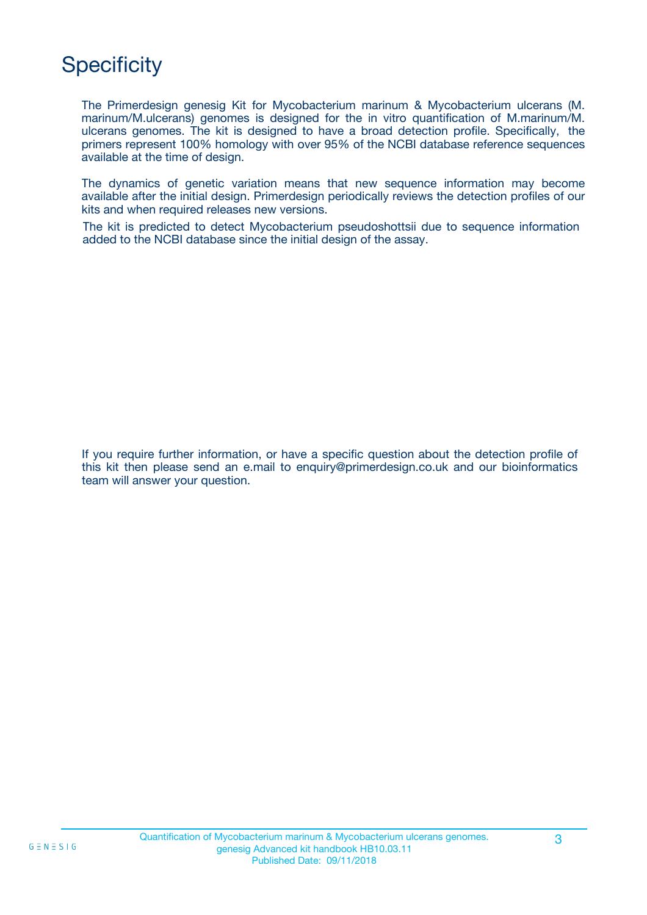# Specificity

The Primerdesign genesig Kit for Mycobacterium marinum & Mycobacterium ulcerans (M. marinum/M.ulcerans) genomes is designed for the in vitro quantification of M.marinum/M. ulcerans genomes. The kit is designed to have a broad detection profile. Specifically, the primers represent 100% homology with over 95% of the NCBI database reference sequences available at the time of design.

The dynamics of genetic variation means that new sequence information may become available after the initial design. Primerdesign periodically reviews the detection profiles of our kits and when required releases new versions.

The kit is predicted to detect Mycobacterium pseudoshottsii due to sequence information added to the NCBI database since the initial design of the assay.

If you require further information, or have a specific question about the detection profile of this kit then please send an e.mail to enquiry@primerdesign.co.uk and our bioinformatics team will answer your question.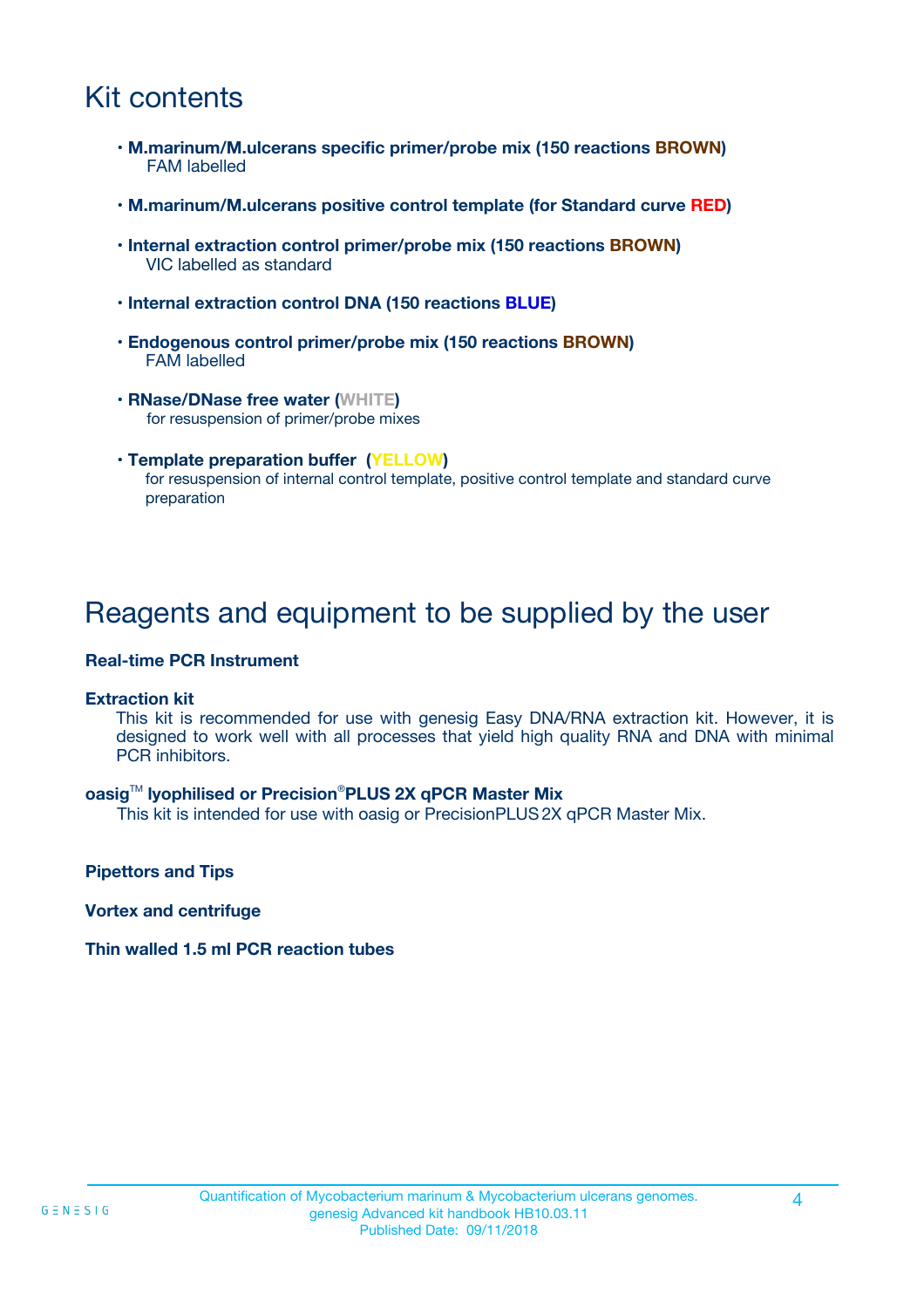# Kit contents

- **M.marinum/M.ulcerans specific primer/probe mix (150 reactions BROWN)**
  FAM labelled
- **M.marinum/M.ulcerans positive control template (for Standard curve RED)**
- **Internal extraction control primer/probe mix (150 reactions BROWN)**
  VIC labelled as standard
- **Internal extraction control DNA (150 reactions BLUE)**
- **Endogenous control primer/probe mix (150 reactions BROWN)**
  FAM labelled
- **RNase/DNase free water (WHITE)**
  for resuspension of primer/probe mixes
- **Template preparation buffer (YELLOW)**
  for resuspension of internal control template, positive control template and standard curve preparation

# Reagents and equipment to be supplied by the user

**Real-time PCR Instrument**

**Extraction kit**

This kit is recommended for use with genesig Easy DNA/RNA extraction kit. However, it is designed to work well with all processes that yield high quality RNA and DNA with minimal PCR inhibitors.

**oasig™ lyophilised or Precision®PLUS 2X qPCR Master Mix**

This kit is intended for use with oasig or PrecisionPLUS 2X qPCR Master Mix.

**Pipettors and Tips**

**Vortex and centrifuge**

**Thin walled 1.5 ml PCR reaction tubes**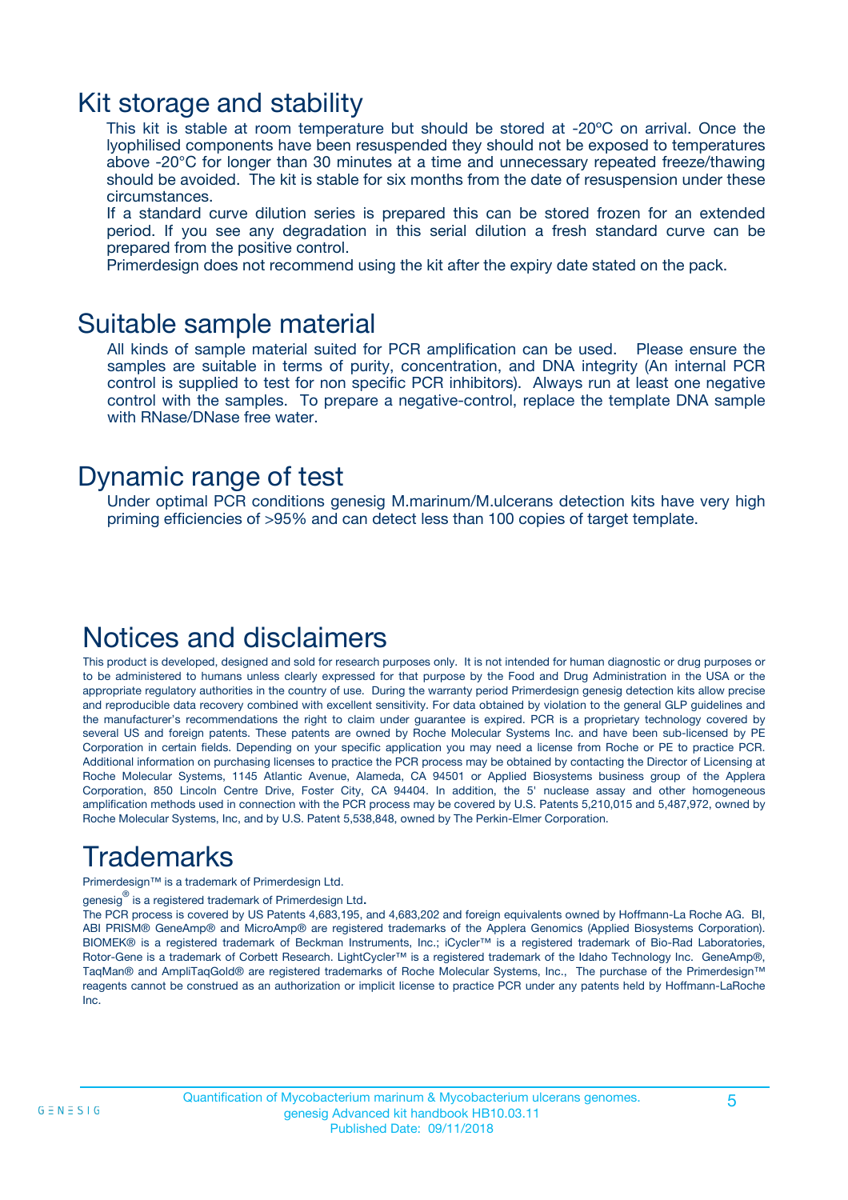# Kit storage and stability

This kit is stable at room temperature but should be stored at -20ºC on arrival. Once the lyophilised components have been resuspended they should not be exposed to temperatures above -20°C for longer than 30 minutes at a time and unnecessary repeated freeze/thawing should be avoided. The kit is stable for six months from the date of resuspension under these circumstances.

If a standard curve dilution series is prepared this can be stored frozen for an extended period. If you see any degradation in this serial dilution a fresh standard curve can be prepared from the positive control.

Primerdesign does not recommend using the kit after the expiry date stated on the pack.

# Suitable sample material

All kinds of sample material suited for PCR amplification can be used. Please ensure the samples are suitable in terms of purity, concentration, and DNA integrity (An internal PCR control is supplied to test for non specific PCR inhibitors). Always run at least one negative control with the samples. To prepare a negative-control, replace the template DNA sample with RNase/DNase free water.

# Dynamic range of test

Under optimal PCR conditions genesig M.marinum/M.ulcerans detection kits have very high priming efficiencies of >95% and can detect less than 100 copies of target template.

# Notices and disclaimers

This product is developed, designed and sold for research purposes only. It is not intended for human diagnostic or drug purposes or to be administered to humans unless clearly expressed for that purpose by the Food and Drug Administration in the USA or the appropriate regulatory authorities in the country of use. During the warranty period Primerdesign genesig detection kits allow precise and reproducible data recovery combined with excellent sensitivity. For data obtained by violation to the general GLP guidelines and the manufacturer's recommendations the right to claim under guarantee is expired. PCR is a proprietary technology covered by several US and foreign patents. These patents are owned by Roche Molecular Systems Inc. and have been sub-licensed by PE Corporation in certain fields. Depending on your specific application you may need a license from Roche or PE to practice PCR. Additional information on purchasing licenses to practice the PCR process may be obtained by contacting the Director of Licensing at Roche Molecular Systems, 1145 Atlantic Avenue, Alameda, CA 94501 or Applied Biosystems business group of the Applera Corporation, 850 Lincoln Centre Drive, Foster City, CA 94404. In addition, the 5' nuclease assay and other homogeneous amplification methods used in connection with the PCR process may be covered by U.S. Patents 5,210,015 and 5,487,972, owned by Roche Molecular Systems, Inc, and by U.S. Patent 5,538,848, owned by The Perkin-Elmer Corporation.

# Trademarks

Primerdesign™ is a trademark of Primerdesign Ltd.

genesig® is a registered trademark of Primerdesign Ltd.

The PCR process is covered by US Patents 4,683,195, and 4,683,202 and foreign equivalents owned by Hoffmann-La Roche AG. BI, ABI PRISM® GeneAmp® and MicroAmp® are registered trademarks of the Applera Genomics (Applied Biosystems Corporation). BIOMEK® is a registered trademark of Beckman Instruments, Inc.; iCycler™ is a registered trademark of Bio-Rad Laboratories, Rotor-Gene is a trademark of Corbett Research. LightCycler™ is a registered trademark of the Idaho Technology Inc. GeneAmp®, TaqMan® and AmpliTaqGold® are registered trademarks of Roche Molecular Systems, Inc., The purchase of the Primerdesign™ reagents cannot be construed as an authorization or implicit license to practice PCR under any patents held by Hoffmann-LaRoche Inc.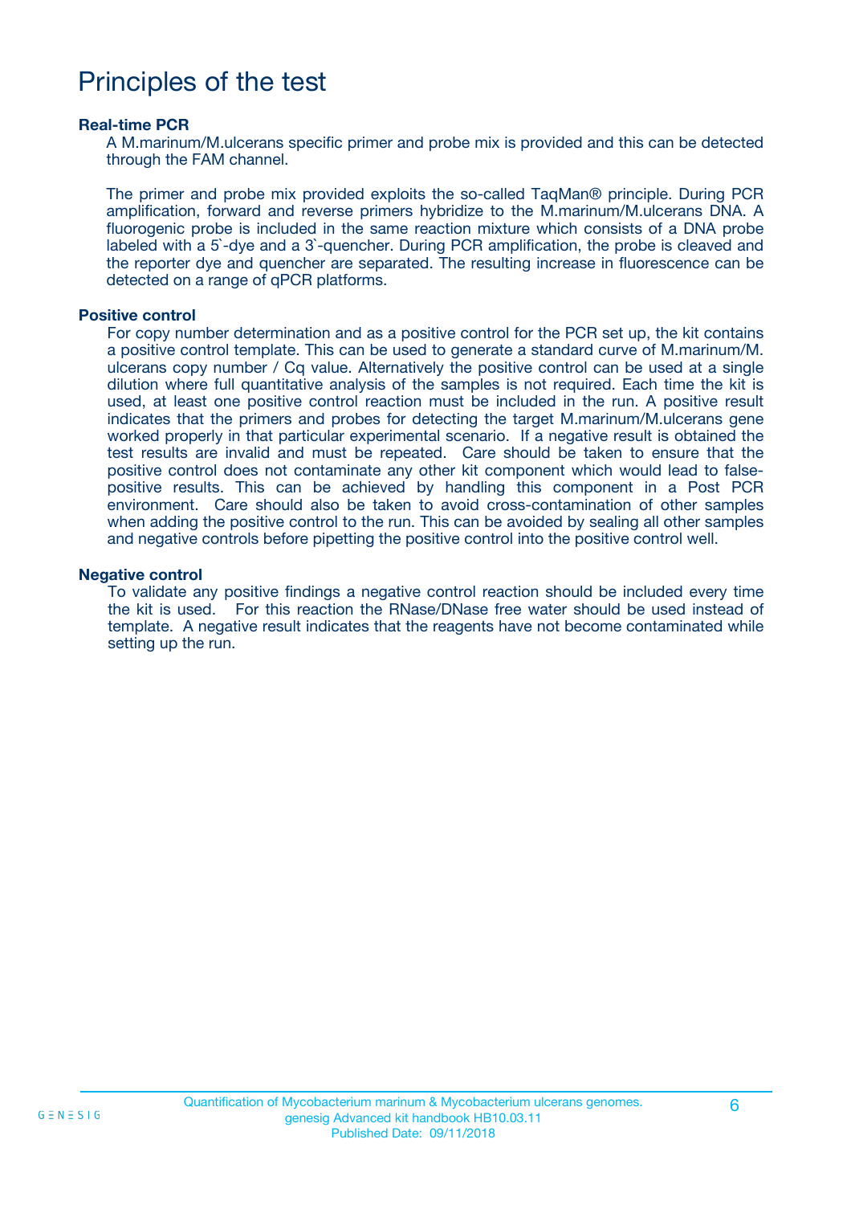# Principles of the test

### Real-time PCR

A M.marinum/M.ulcerans specific primer and probe mix is provided and this can be detected through the FAM channel.

The primer and probe mix provided exploits the so-called TaqMan® principle. During PCR amplification, forward and reverse primers hybridize to the M.marinum/M.ulcerans DNA. A fluorogenic probe is included in the same reaction mixture which consists of a DNA probe labeled with a 5`-dye and a 3`-quencher. During PCR amplification, the probe is cleaved and the reporter dye and quencher are separated. The resulting increase in fluorescence can be detected on a range of qPCR platforms.

### Positive control

For copy number determination and as a positive control for the PCR set up, the kit contains a positive control template. This can be used to generate a standard curve of M.marinum/M. ulcerans copy number / Cq value. Alternatively the positive control can be used at a single dilution where full quantitative analysis of the samples is not required. Each time the kit is used, at least one positive control reaction must be included in the run. A positive result indicates that the primers and probes for detecting the target M.marinum/M.ulcerans gene worked properly in that particular experimental scenario. If a negative result is obtained the test results are invalid and must be repeated. Care should be taken to ensure that the positive control does not contaminate any other kit component which would lead to false-positive results. This can be achieved by handling this component in a Post PCR environment. Care should also be taken to avoid cross-contamination of other samples when adding the positive control to the run. This can be avoided by sealing all other samples and negative controls before pipetting the positive control into the positive control well.

### Negative control

To validate any positive findings a negative control reaction should be included every time the kit is used. For this reaction the RNase/DNase free water should be used instead of template. A negative result indicates that the reagents have not become contaminated while setting up the run.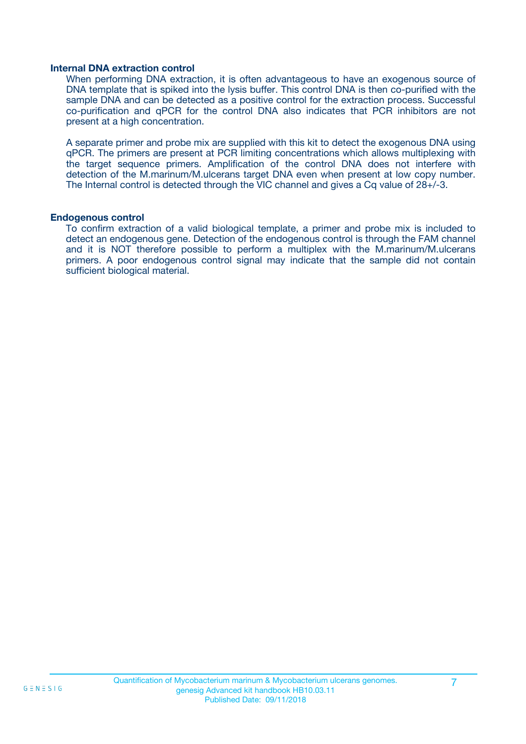### Internal DNA extraction control

When performing DNA extraction, it is often advantageous to have an exogenous source of DNA template that is spiked into the lysis buffer. This control DNA is then co-purified with the sample DNA and can be detected as a positive control for the extraction process. Successful co-purification and qPCR for the control DNA also indicates that PCR inhibitors are not present at a high concentration.

A separate primer and probe mix are supplied with this kit to detect the exogenous DNA using qPCR. The primers are present at PCR limiting concentrations which allows multiplexing with the target sequence primers. Amplification of the control DNA does not interfere with detection of the M.marinum/M.ulcerans target DNA even when present at low copy number. The Internal control is detected through the VIC channel and gives a Cq value of 28+/-3.

### Endogenous control

To confirm extraction of a valid biological template, a primer and probe mix is included to detect an endogenous gene. Detection of the endogenous control is through the FAM channel and it is NOT therefore possible to perform a multiplex with the M.marinum/M.ulcerans primers. A poor endogenous control signal may indicate that the sample did not contain sufficient biological material.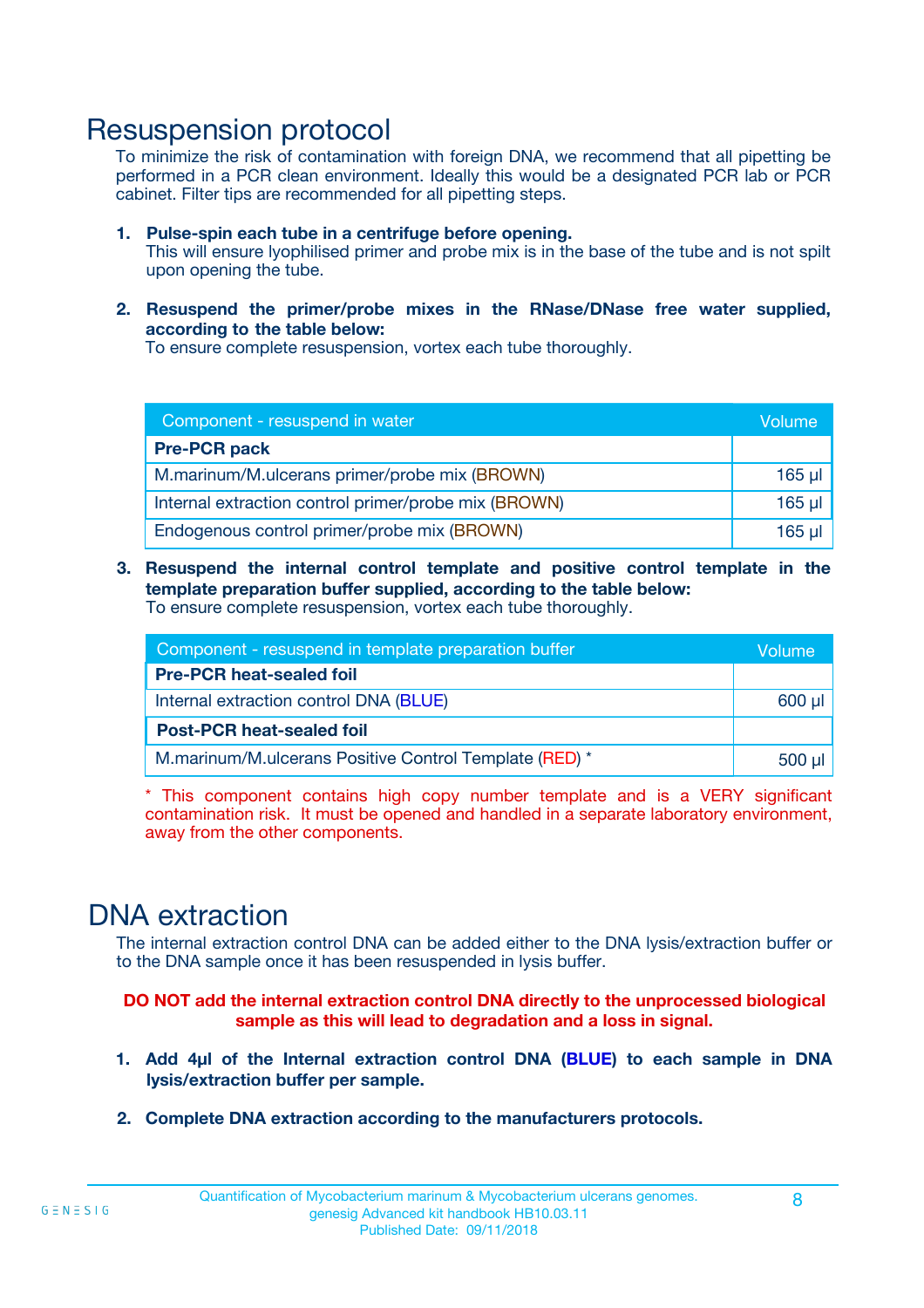# Resuspension protocol

To minimize the risk of contamination with foreign DNA, we recommend that all pipetting be performed in a PCR clean environment. Ideally this would be a designated PCR lab or PCR cabinet. Filter tips are recommended for all pipetting steps.

1. **Pulse-spin each tube in a centrifuge before opening.**
   This will ensure lyophilised primer and probe mix is in the base of the tube and is not spilt upon opening the tube.

2. **Resuspend the primer/probe mixes in the RNase/DNase free water supplied, according to the table below:**
   To ensure complete resuspension, vortex each tube thoroughly.

| Component - resuspend in water | Volume |
|---|---|
| **Pre-PCR pack** | |
| M.marinum/M.ulcerans primer/probe mix (BROWN) | 165 µl |
| Internal extraction control primer/probe mix (BROWN) | 165 µl |
| Endogenous control primer/probe mix (BROWN) | 165 µl |

3. **Resuspend the internal control template and positive control template in the template preparation buffer supplied, according to the table below:**
   To ensure complete resuspension, vortex each tube thoroughly.

| Component - resuspend in template preparation buffer | Volume |
|---|---|
| **Pre-PCR heat-sealed foil** | |
| Internal extraction control DNA (BLUE) | 600 µl |
| **Post-PCR heat-sealed foil** | |
| M.marinum/M.ulcerans Positive Control Template (RED) * | 500 µl |

* This component contains high copy number template and is a VERY significant contamination risk. It must be opened and handled in a separate laboratory environment, away from the other components.

# DNA extraction

The internal extraction control DNA can be added either to the DNA lysis/extraction buffer or to the DNA sample once it has been resuspended in lysis buffer.

**DO NOT add the internal extraction control DNA directly to the unprocessed biological sample as this will lead to degradation and a loss in signal.**

1. **Add 4µl of the Internal extraction control DNA (BLUE) to each sample in DNA lysis/extraction buffer per sample.**

2. **Complete DNA extraction according to the manufacturers protocols.**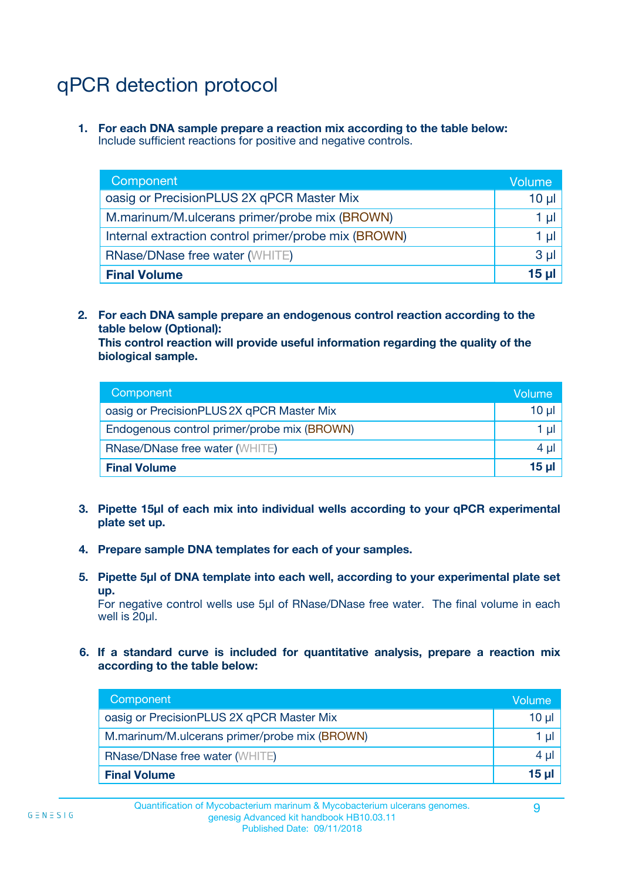# qPCR detection protocol

1. **For each DNA sample prepare a reaction mix according to the table below:**
   Include sufficient reactions for positive and negative controls.

| Component | Volume |
|---|---|
| oasig or PrecisionPLUS 2X qPCR Master Mix | 10 µl |
| M.marinum/M.ulcerans primer/probe mix (BROWN) | 1 µl |
| Internal extraction control primer/probe mix (BROWN) | 1 µl |
| RNase/DNase free water (WHITE) | 3 µl |
| **Final Volume** | **15 µl** |

2. **For each DNA sample prepare an endogenous control reaction according to the table below (Optional):**
   **This control reaction will provide useful information regarding the quality of the biological sample.**

| Component | Volume |
|---|---|
| oasig or PrecisionPLUS 2X qPCR Master Mix | 10 µl |
| Endogenous control primer/probe mix (BROWN) | 1 µl |
| RNase/DNase free water (WHITE) | 4 µl |
| **Final Volume** | **15 µl** |

3. **Pipette 15µl of each mix into individual wells according to your qPCR experimental plate set up.**

4. **Prepare sample DNA templates for each of your samples.**

5. **Pipette 5µl of DNA template into each well, according to your experimental plate set up.**
   For negative control wells use 5µl of RNase/DNase free water. The final volume in each well is 20µl.

6. **If a standard curve is included for quantitative analysis, prepare a reaction mix according to the table below:**

| Component | Volume |
|---|---|
| oasig or PrecisionPLUS 2X qPCR Master Mix | 10 µl |
| M.marinum/M.ulcerans primer/probe mix (BROWN) | 1 µl |
| RNase/DNase free water (WHITE) | 4 µl |
| **Final Volume** | **15 µl** |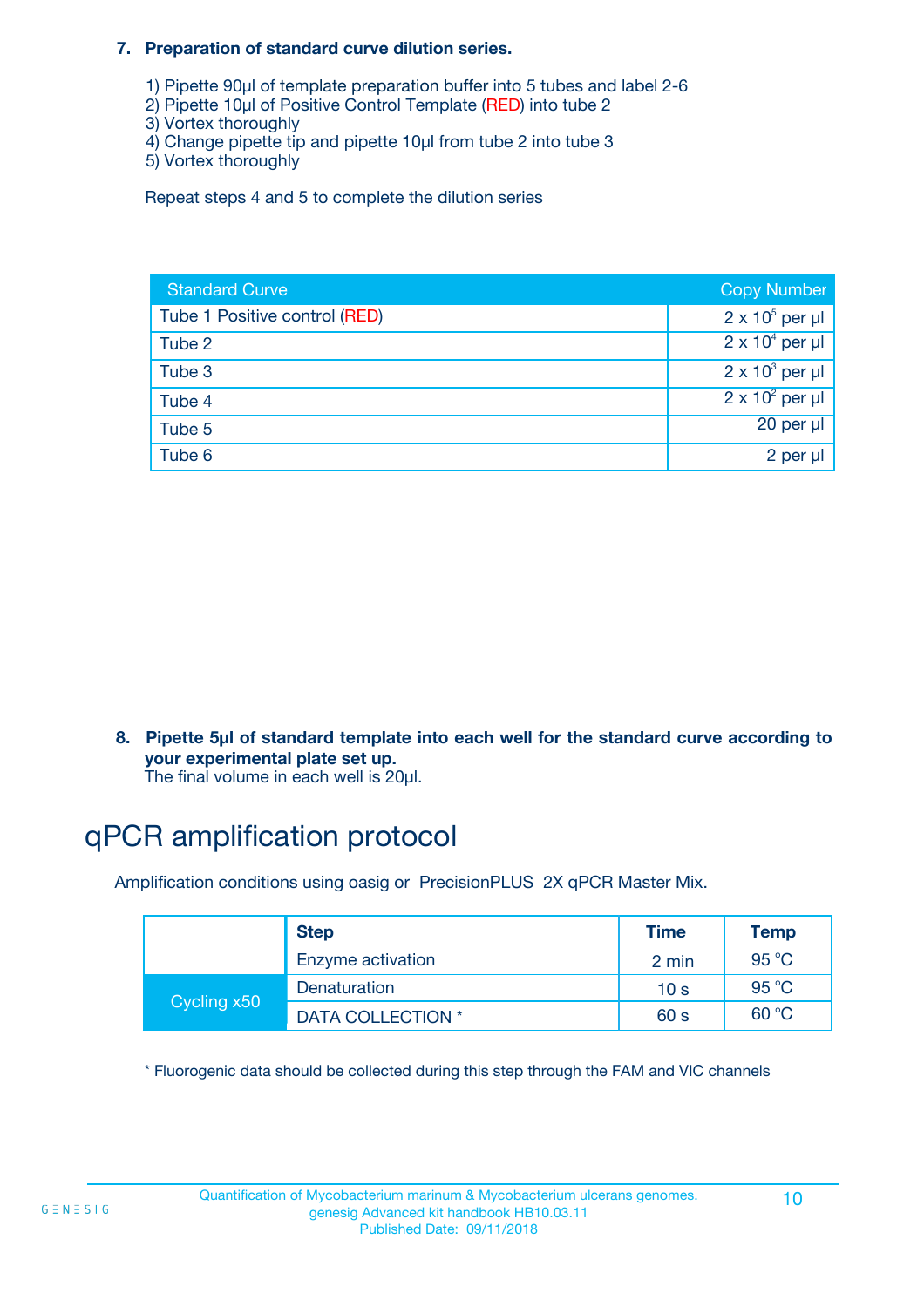7. **Preparation of standard curve dilution series.**

   1) Pipette 90µl of template preparation buffer into 5 tubes and label 2-6
   2) Pipette 10µl of Positive Control Template (RED) into tube 2
   3) Vortex thoroughly
   4) Change pipette tip and pipette 10µl from tube 2 into tube 3
   5) Vortex thoroughly

   Repeat steps 4 and 5 to complete the dilution series

| Standard Curve | Copy Number |
|---|---|
| Tube 1 Positive control (RED) | $2 \times 10^5$ per µl |
| Tube 2 | $2 \times 10^4$ per µl |
| Tube 3 | $2 \times 10^3$ per µl |
| Tube 4 | $2 \times 10^2$ per µl |
| Tube 5 | 20 per µl |
| Tube 6 | 2 per µl |

8. **Pipette 5µl of standard template into each well for the standard curve according to your experimental plate set up.**
   The final volume in each well is 20µl.

# qPCR amplification protocol

Amplification conditions using oasig or PrecisionPLUS 2X qPCR Master Mix.

| | Step | Time | Temp |
|---|---|---|---|
| | Enzyme activation | 2 min | 95 °C |
| Cycling x50 | Denaturation | 10 s | 95 °C |
| | DATA COLLECTION * | 60 s | 60 °C |

* Fluorogenic data should be collected during this step through the FAM and VIC channels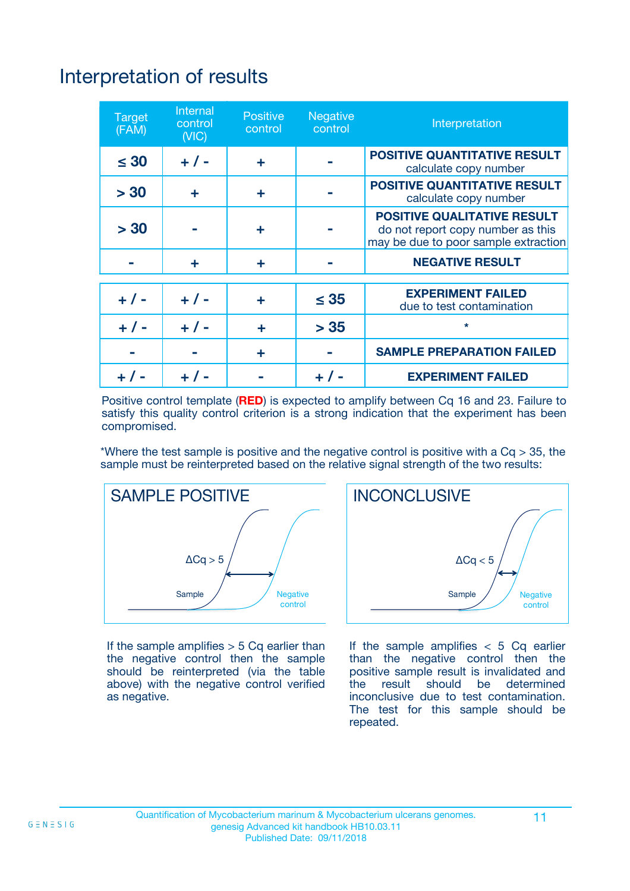# Interpretation of results

| Target (FAM) | Internal control (VIC) | Positive control | Negative control | Interpretation |
|---|---|---|---|---|
| ≤ 30 | + / - | + | - | **POSITIVE QUANTITATIVE RESULT** calculate copy number |
| > 30 | + | + | - | **POSITIVE QUANTITATIVE RESULT** calculate copy number |
| > 30 | - | + | - | **POSITIVE QUALITATIVE RESULT** do not report copy number as this may be due to poor sample extraction |
| - | + | + | - | **NEGATIVE RESULT** |
| + / - | + / - | + | ≤ 35 | **EXPERIMENT FAILED** due to test contamination |
| + / - | + / - | + | > 35 | * |
| - | - | + | - | **SAMPLE PREPARATION FAILED** |
| + / - | + / - | - | + / - | **EXPERIMENT FAILED** |

Positive control template (**RED**) is expected to amplify between Cq 16 and 23. Failure to satisfy this quality control criterion is a strong indication that the experiment has been compromised.

*Where the test sample is positive and the negative control is positive with a Cq > 35, the sample must be reinterpreted based on the relative signal strength of the two results:

**SAMPLE POSITIVE**

ΔCq > 5

Sample

Negative control

If the sample amplifies > 5 Cq earlier than the negative control then the sample should be reinterpreted (via the table above) with the negative control verified as negative.

**INCONCLUSIVE**

ΔCq < 5

Sample

Negative control

If the sample amplifies < 5 Cq earlier than the negative control then the positive sample result is invalidated and the result should be determined inconclusive due to test contamination. The test for this sample should be repeated.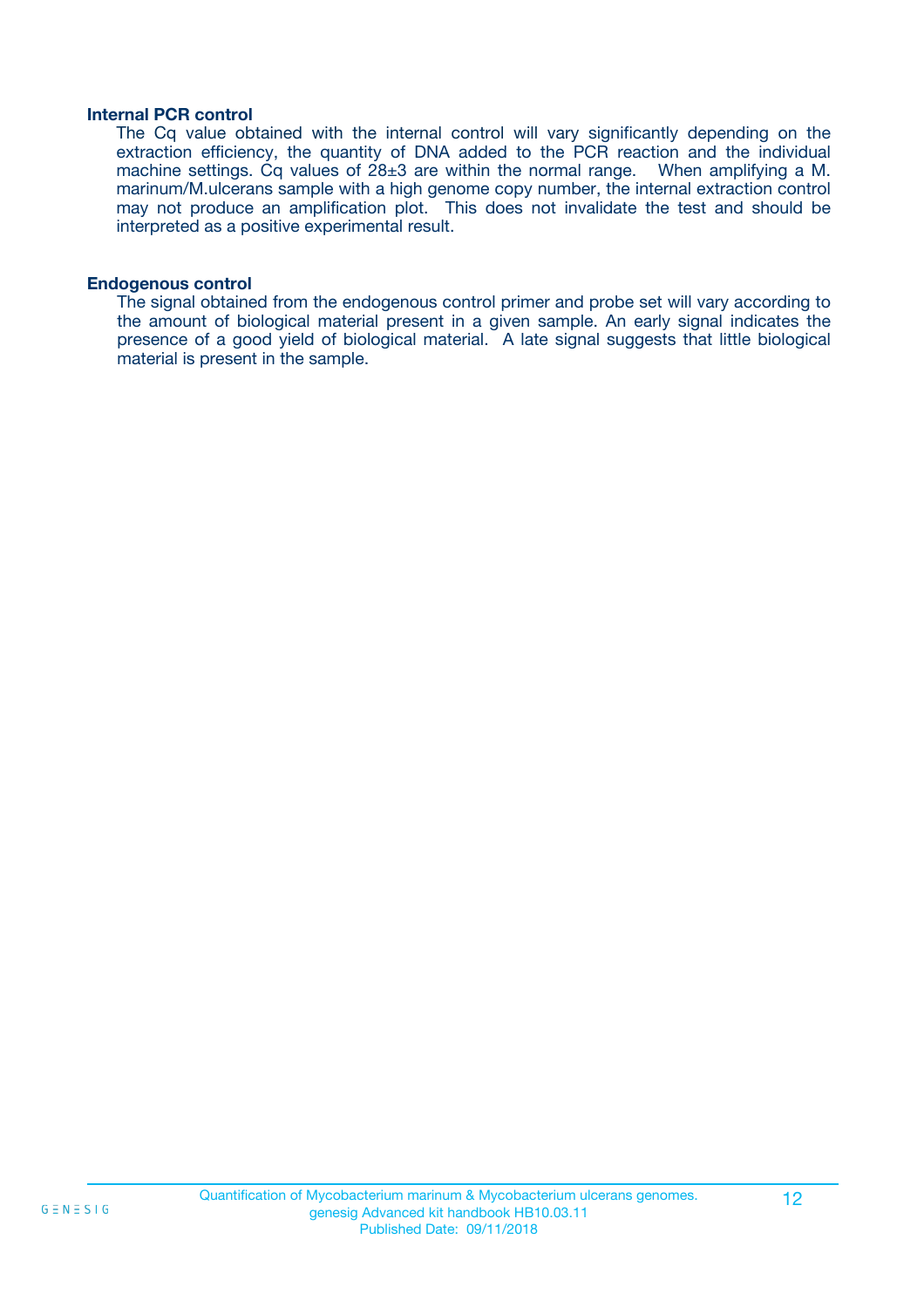### Internal PCR control

The Cq value obtained with the internal control will vary significantly depending on the extraction efficiency, the quantity of DNA added to the PCR reaction and the individual machine settings. Cq values of 28±3 are within the normal range. When amplifying a M. marinum/M.ulcerans sample with a high genome copy number, the internal extraction control may not produce an amplification plot. This does not invalidate the test and should be interpreted as a positive experimental result.

### Endogenous control

The signal obtained from the endogenous control primer and probe set will vary according to the amount of biological material present in a given sample. An early signal indicates the presence of a good yield of biological material. A late signal suggests that little biological material is present in the sample.